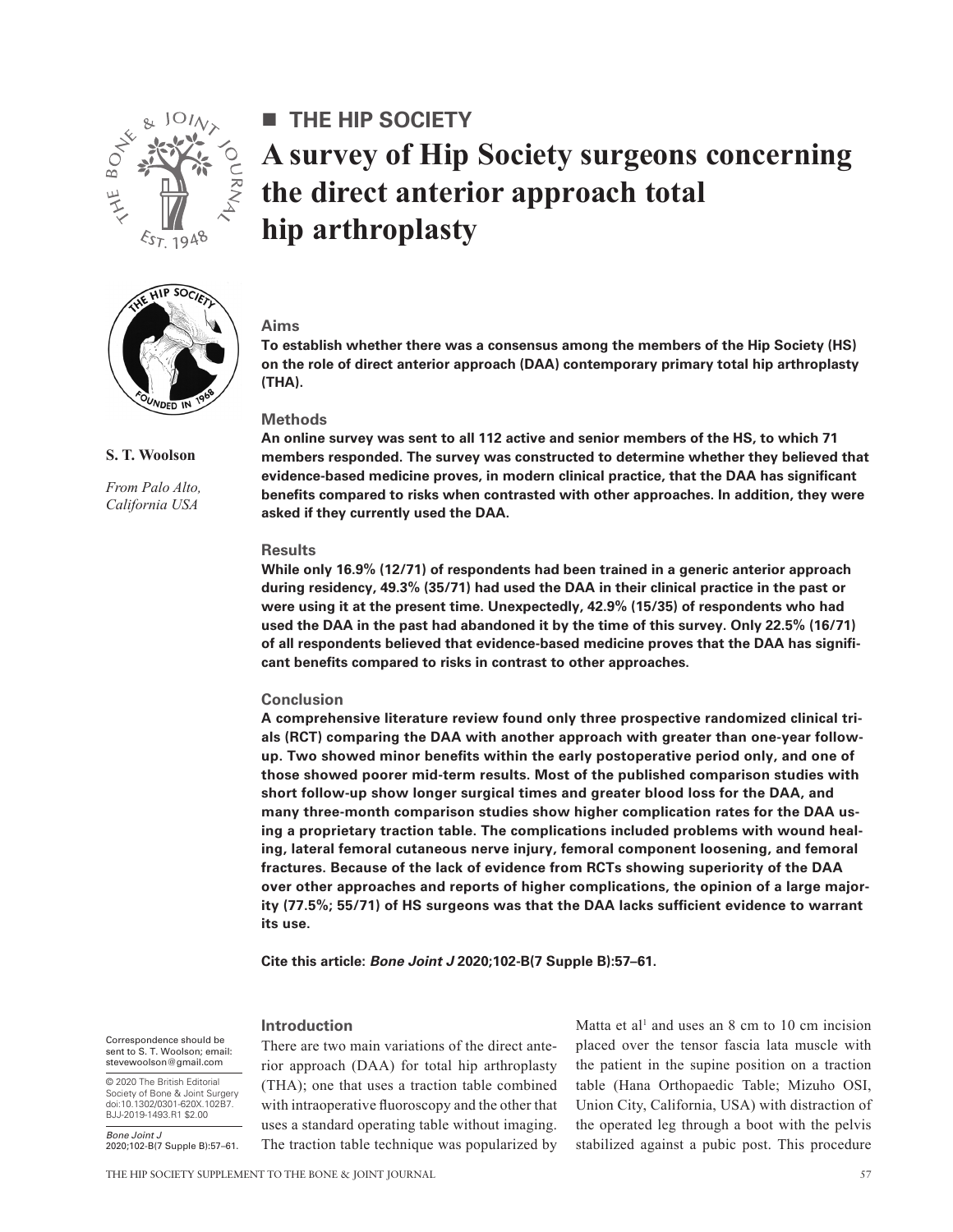## THE HIP SOCIETY

# A survey of Hip Society surgeons concerning the direct anterior approach total hip arthroplasty

**S. T. Woolson**

*From Palo Alto, California USA*

### Aims

**To establish whether there was a consensus among the members of the Hip Society (HS) on the role of direct anterior approach (DAA) contemporary primary total hip arthroplasty (THA).**

### Methods

**An online survey was sent to all 112 active and senior members of the HS, to which 71 members responded. The survey was constructed to determine whether they believed that evidence-based medicine proves, in modern clinical practice, that the DAA has significant benefits compared to risks when contrasted with other approaches. In addition, they were asked if they currently used the DAA.**

### Results

**While only 16.9% (12/71) of respondents had been trained in a generic anterior approach during residency, 49.3% (35/71) had used the DAA in their clinical practice in the past or were using it at the present time. Unexpectedly, 42.9% (15/35) of respondents who had used the DAA in the past had abandoned it by the time of this survey. Only 22.5% (16/71) of all respondents believed that evidence-based medicine proves that the DAA has significant benefits compared to risks in contrast to other approaches.**

### Conclusion

**A comprehensive literature review found only three prospective randomized clinical trials (RCT) comparing the DAA with another approach with greater than one-year follow-up. Two showed minor benefits within the early postoperative period only, and one of those showed poorer mid-term results. Most of the published comparison studies with short follow-up show longer surgical times and greater blood loss for the DAA, and many three-month comparison studies show higher complication rates for the DAA using a proprietary traction table. The complications included problems with wound healing, lateral femoral cutaneous nerve injury, femoral component loosening, and femoral fractures. Because of the lack of evidence from RCTs showing superiority of the DAA over other approaches and reports of higher complications, the opinion of a large majority (77.5%; 55/71) of HS surgeons was that the DAA lacks sufficient evidence to warrant its use.**

**Cite this article: *Bone Joint J* 2020;102-B(7 Supple B):57–61.**

Correspondence should be sent to S. T. Woolson; email: stevewoolson@gmail.com

© 2020 The British Editorial Society of Bone & Joint Surgery doi:10.1302/0301-620X.102B7.BJJ-2019-1493.R1 $2.00

*Bone Joint J* 2020;102-B(7 Supple B):57–61.

## Introduction

There are two main variations of the direct anterior approach (DAA) for total hip arthroplasty (THA); one that uses a traction table combined with intraoperative fluoroscopy and the other that uses a standard operating table without imaging. The traction table technique was popularized by Matta et al[1] and uses an 8 cm to 10 cm incision placed over the tensor fascia lata muscle with the patient in the supine position on a traction table (Hana Orthopaedic Table; Mizuho OSI, Union City, California, USA) with distraction of the operated leg through a boot with the pelvis stabilized against a pubic post. This procedure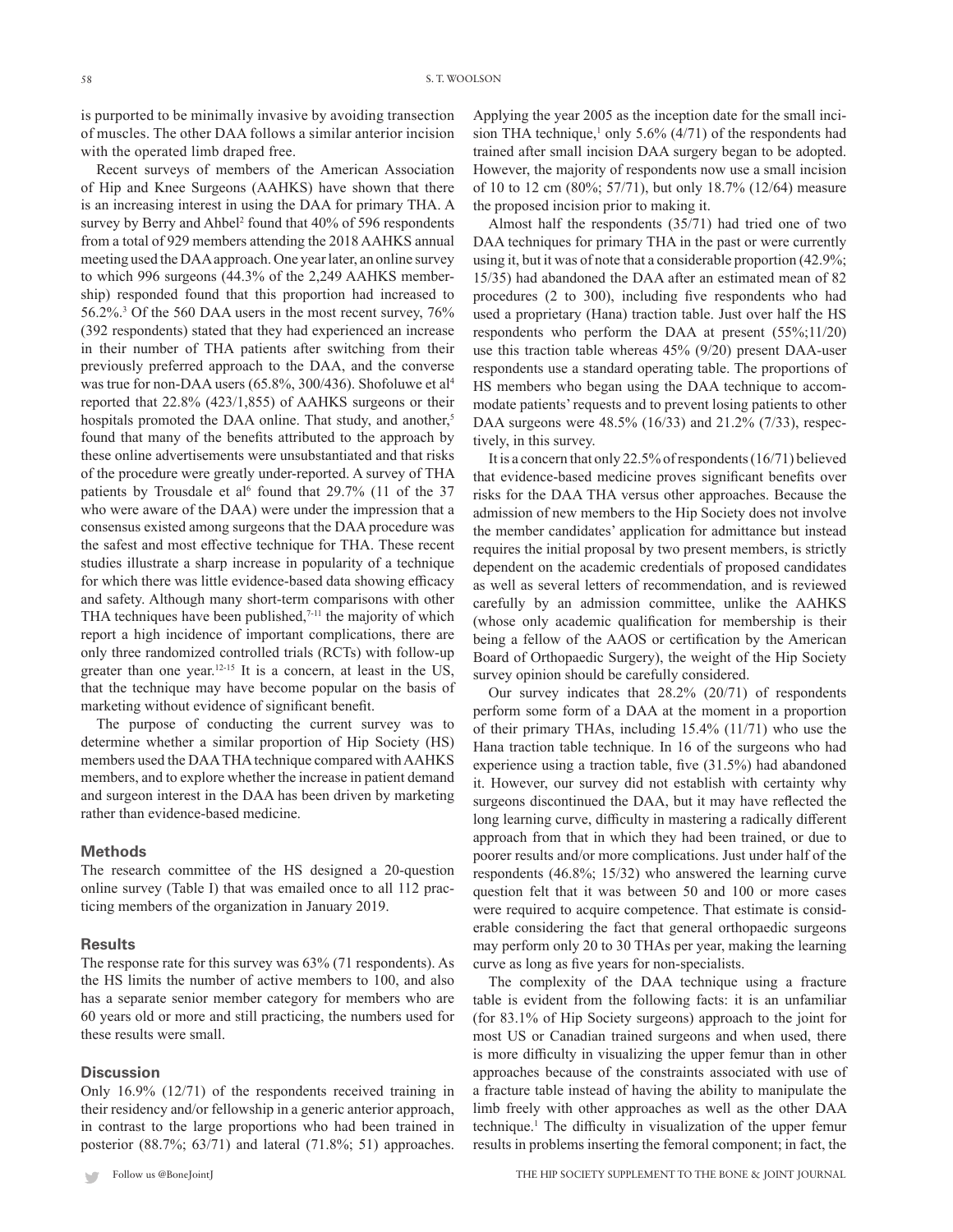is purported to be minimally invasive by avoiding transection of muscles. The other DAA follows a similar anterior incision with the operated limb draped free.

Recent surveys of members of the American Association of Hip and Knee Surgeons (AAHKS) have shown that there is an increasing interest in using the DAA for primary THA. A survey by Berry and Ahbel[2] found that 40% of 596 respondents from a total of 929 members attending the 2018 AAHKS annual meeting used the DAA approach. One year later, an online survey to which 996 surgeons (44.3% of the 2,249 AAHKS membership) responded found that this proportion had increased to 56.2%.[3] Of the 560 DAA users in the most recent survey, 76% (392 respondents) stated that they had experienced an increase in their number of THA patients after switching from their previously preferred approach to the DAA, and the converse was true for non-DAA users (65.8%, 300/436). Shofoluwe et al[4] reported that 22.8% (423/1,855) of AAHKS surgeons or their hospitals promoted the DAA online. That study, and another,[5] found that many of the benefits attributed to the approach by these online advertisements were unsubstantiated and that risks of the procedure were greatly under-reported. A survey of THA patients by Trousdale et al[6] found that 29.7% (11 of the 37 who were aware of the DAA) were under the impression that a consensus existed among surgeons that the DAA procedure was the safest and most effective technique for THA. These recent studies illustrate a sharp increase in popularity of a technique for which there was little evidence-based data showing efficacy and safety. Although many short-term comparisons with other THA techniques have been published,[7-11] the majority of which report a high incidence of important complications, there are only three randomized controlled trials (RCTs) with follow-up greater than one year.[12-15] It is a concern, at least in the US, that the technique may have become popular on the basis of marketing without evidence of significant benefit.

The purpose of conducting the current survey was to determine whether a similar proportion of Hip Society (HS) members used the DAA THA technique compared with AAHKS members, and to explore whether the increase in patient demand and surgeon interest in the DAA has been driven by marketing rather than evidence-based medicine.

## Methods

The research committee of the HS designed a 20-question online survey (Table I) that was emailed once to all 112 practicing members of the organization in January 2019.

## Results

The response rate for this survey was 63% (71 respondents). As the HS limits the number of active members to 100, and also has a separate senior member category for members who are 60 years old or more and still practicing, the numbers used for these results were small.

## Discussion

Only 16.9% (12/71) of the respondents received training in their residency and/or fellowship in a generic anterior approach, in contrast to the large proportions who had been trained in posterior (88.7%; 63/71) and lateral (71.8%; 51) approaches. Applying the year 2005 as the inception date for the small incision THA technique,[1] only 5.6% (4/71) of the respondents had trained after small incision DAA surgery began to be adopted. However, the majority of respondents now use a small incision of 10 to 12 cm (80%; 57/71), but only 18.7% (12/64) measure the proposed incision prior to making it.

Almost half the respondents (35/71) had tried one of two DAA techniques for primary THA in the past or were currently using it, but it was of note that a considerable proportion (42.9%; 15/35) had abandoned the DAA after an estimated mean of 82 procedures (2 to 300), including five respondents who had used a proprietary (Hana) traction table. Just over half the HS respondents who perform the DAA at present (55%;11/20) use this traction table whereas 45% (9/20) present DAA-user respondents use a standard operating table. The proportions of HS members who began using the DAA technique to accommodate patients' requests and to prevent losing patients to other DAA surgeons were 48.5% (16/33) and 21.2% (7/33), respectively, in this survey.

It is a concern that only 22.5% of respondents (16/71) believed that evidence-based medicine proves significant benefits over risks for the DAA THA versus other approaches. Because the admission of new members to the Hip Society does not involve the member candidates' application for admittance but instead requires the initial proposal by two present members, is strictly dependent on the academic credentials of proposed candidates as well as several letters of recommendation, and is reviewed carefully by an admission committee, unlike the AAHKS (whose only academic qualification for membership is their being a fellow of the AAOS or certification by the American Board of Orthopaedic Surgery), the weight of the Hip Society survey opinion should be carefully considered.

Our survey indicates that 28.2% (20/71) of respondents perform some form of a DAA at the moment in a proportion of their primary THAs, including 15.4% (11/71) who use the Hana traction table technique. In 16 of the surgeons who had experience using a traction table, five (31.5%) had abandoned it. However, our survey did not establish with certainty why surgeons discontinued the DAA, but it may have reflected the long learning curve, difficulty in mastering a radically different approach from that in which they had been trained, or due to poorer results and/or more complications. Just under half of the respondents (46.8%; 15/32) who answered the learning curve question felt that it was between 50 and 100 or more cases were required to acquire competence. That estimate is considerable considering the fact that general orthopaedic surgeons may perform only 20 to 30 THAs per year, making the learning curve as long as five years for non-specialists.

The complexity of the DAA technique using a fracture table is evident from the following facts: it is an unfamiliar (for 83.1% of Hip Society surgeons) approach to the joint for most US or Canadian trained surgeons and when used, there is more difficulty in visualizing the upper femur than in other approaches because of the constraints associated with use of a fracture table instead of having the ability to manipulate the limb freely with other approaches as well as the other DAA technique.[1] The difficulty in visualization of the upper femur results in problems inserting the femoral component; in fact, the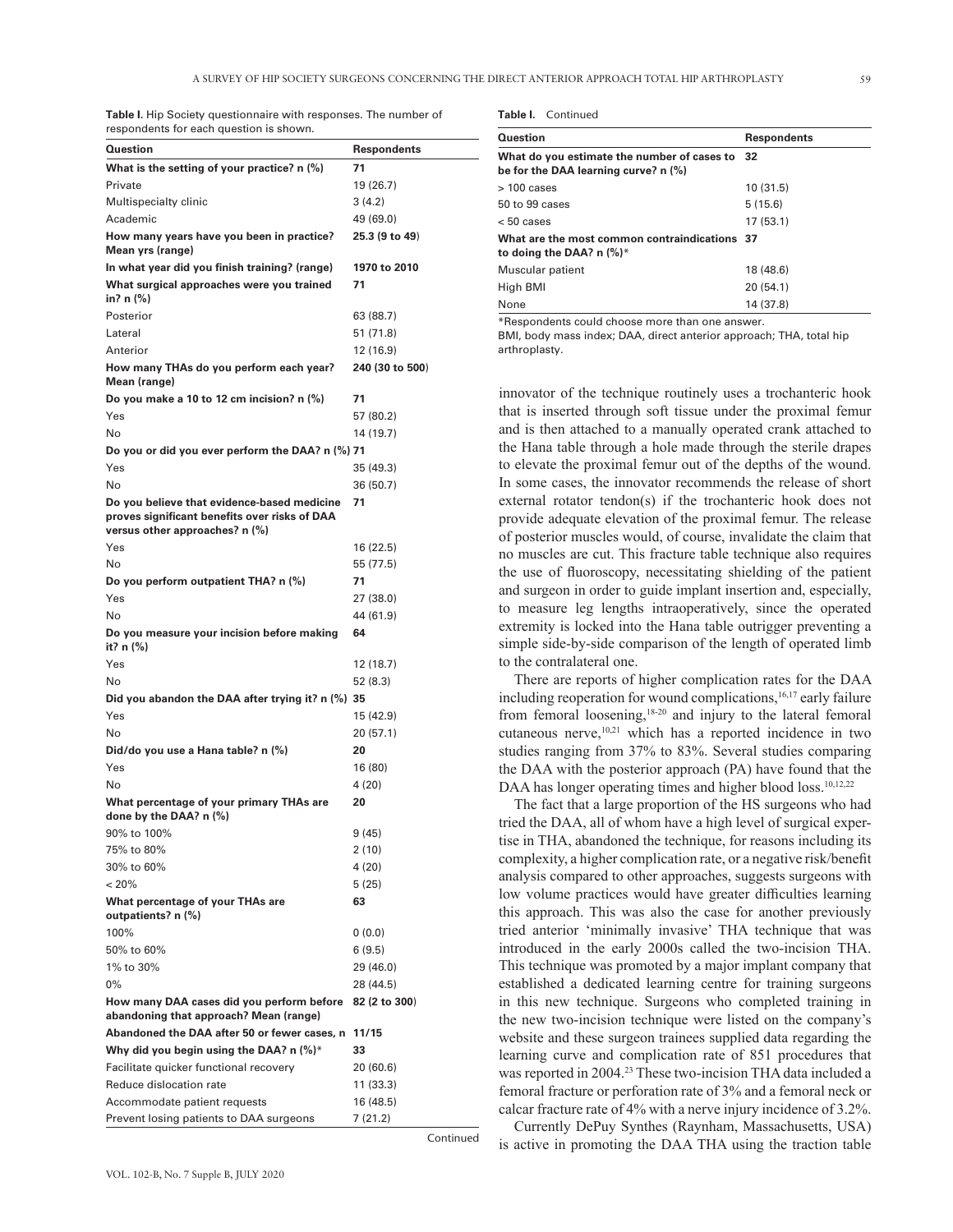**Table I.** Hip Society questionnaire with responses. The number of respondents for each question is shown.

| Question | Respondents |
|---|---|
| **What is the setting of your practice? n (%)** | **71** |
| Private | 19 (26.7) |
| Multispecialty clinic | 3 (4.2) |
| Academic | 49 (69.0) |
| **How many years have you been in practice? Mean yrs (range)** | **25.3 (9 to 49)** |
| **In what year did you finish training? (range)** | **1970 to 2010** |
| **What surgical approaches were you trained in? n (%)** | **71** |
| Posterior | 63 (88.7) |
| Lateral | 51 (71.8) |
| Anterior | 12 (16.9) |
| **How many THAs do you perform each year? Mean (range)** | **240 (30 to 500)** |
| **Do you make a 10 to 12 cm incision? n (%)** | **71** |
| Yes | 57 (80.2) |
| No | 14 (19.7) |
| **Do you or did you ever perform the DAA? n (%)** | **71** |
| Yes | 35 (49.3) |
| No | 36 (50.7) |
| **Do you believe that evidence-based medicine proves significant benefits over risks of DAA versus other approaches? n (%)** | **71** |
| Yes | 16 (22.5) |
| No | 55 (77.5) |
| **Do you perform outpatient THA? n (%)** | **71** |
| Yes | 27 (38.0) |
| No | 44 (61.9) |
| **Do you measure your incision before making it? n (%)** | **64** |
| Yes | 12 (18.7) |
| No | 52 (8.3) |
| **Did you abandon the DAA after trying it? n (%)** | **35** |
| Yes | 15 (42.9) |
| No | 20 (57.1) |
| **Did/do you use a Hana table? n (%)** | **20** |
| Yes | 16 (80) |
| No | 4 (20) |
| **What percentage of your primary THAs are done by the DAA? n (%)** | **20** |
| 90% to 100% | 9 (45) |
| 75% to 80% | 2 (10) |
| 30% to 60% | 4 (20) |
| < 20% | 5 (25) |
| **What percentage of your THAs are outpatients? n (%)** | **63** |
| 100% | 0 (0.0) |
| 50% to 60% | 6 (9.5) |
| 1% to 30% | 29 (46.0) |
| 0% | 28 (44.5) |
| **How many DAA cases did you perform before abandoning that approach? Mean (range)** | **82 (2 to 300)** |
| **Abandoned the DAA after 50 or fewer cases, n** | **11/15** |
| **Why did you begin using the DAA? n (%)*** | **33** |
| Facilitate quicker functional recovery | 20 (60.6) |
| Reduce dislocation rate | 11 (33.3) |
| Accommodate patient requests | 16 (48.5) |
| Prevent losing patients to DAA surgeons | 7 (21.2) |
| **What do you estimate the number of cases to be for the DAA learning curve? n (%)** | **32** |
| > 100 cases | 10 (31.5) |
| 50 to 99 cases | 5 (15.6) |
| < 50 cases | 17 (53.1) |
| **What are the most common contraindications to doing the DAA? n (%)*** | **37** |
| Muscular patient | 18 (48.6) |
| High BMI | 20 (54.1) |
| None | 14 (37.8) |

*Respondents could choose more than one answer.
BMI, body mass index; DAA, direct anterior approach; THA, total hip arthroplasty.

innovator of the technique routinely uses a trochanteric hook that is inserted through soft tissue under the proximal femur and is then attached to a manually operated crank attached to the Hana table through a hole made through the sterile drapes to elevate the proximal femur out of the depths of the wound. In some cases, the innovator recommends the release of short external rotator tendon(s) if the trochanteric hook does not provide adequate elevation of the proximal femur. The release of posterior muscles would, of course, invalidate the claim that no muscles are cut. This fracture table technique also requires the use of fluoroscopy, necessitating shielding of the patient and surgeon in order to guide implant insertion and, especially, to measure leg lengths intraoperatively, since the operated extremity is locked into the Hana table outrigger preventing a simple side-by-side comparison of the length of operated limb to the contralateral one.

There are reports of higher complication rates for the DAA including reoperation for wound complications,[16,17] early failure from femoral loosening,[18-20] and injury to the lateral femoral cutaneous nerve,[10,21] which has a reported incidence in two studies ranging from 37% to 83%. Several studies comparing the DAA with the posterior approach (PA) have found that the DAA has longer operating times and higher blood loss.[10,12,22]

The fact that a large proportion of the HS surgeons who had tried the DAA, all of whom have a high level of surgical expertise in THA, abandoned the technique, for reasons including its complexity, a higher complication rate, or a negative risk/benefit analysis compared to other approaches, suggests surgeons with low volume practices would have greater difficulties learning this approach. This was also the case for another previously tried anterior 'minimally invasive' THA technique that was introduced in the early 2000s called the two-incision THA. This technique was promoted by a major implant company that established a dedicated learning centre for training surgeons in this new technique. Surgeons who completed training in the new two-incision technique were listed on the company's website and these surgeon trainees supplied data regarding the learning curve and complication rate of 851 procedures that was reported in 2004.[23] These two-incision THA data included a femoral fracture or perforation rate of 3% and a femoral neck or calcar fracture rate of 4% with a nerve injury incidence of 3.2%.

Currently DePuy Synthes (Raynham, Massachusetts, USA) is active in promoting the DAA THA using the traction table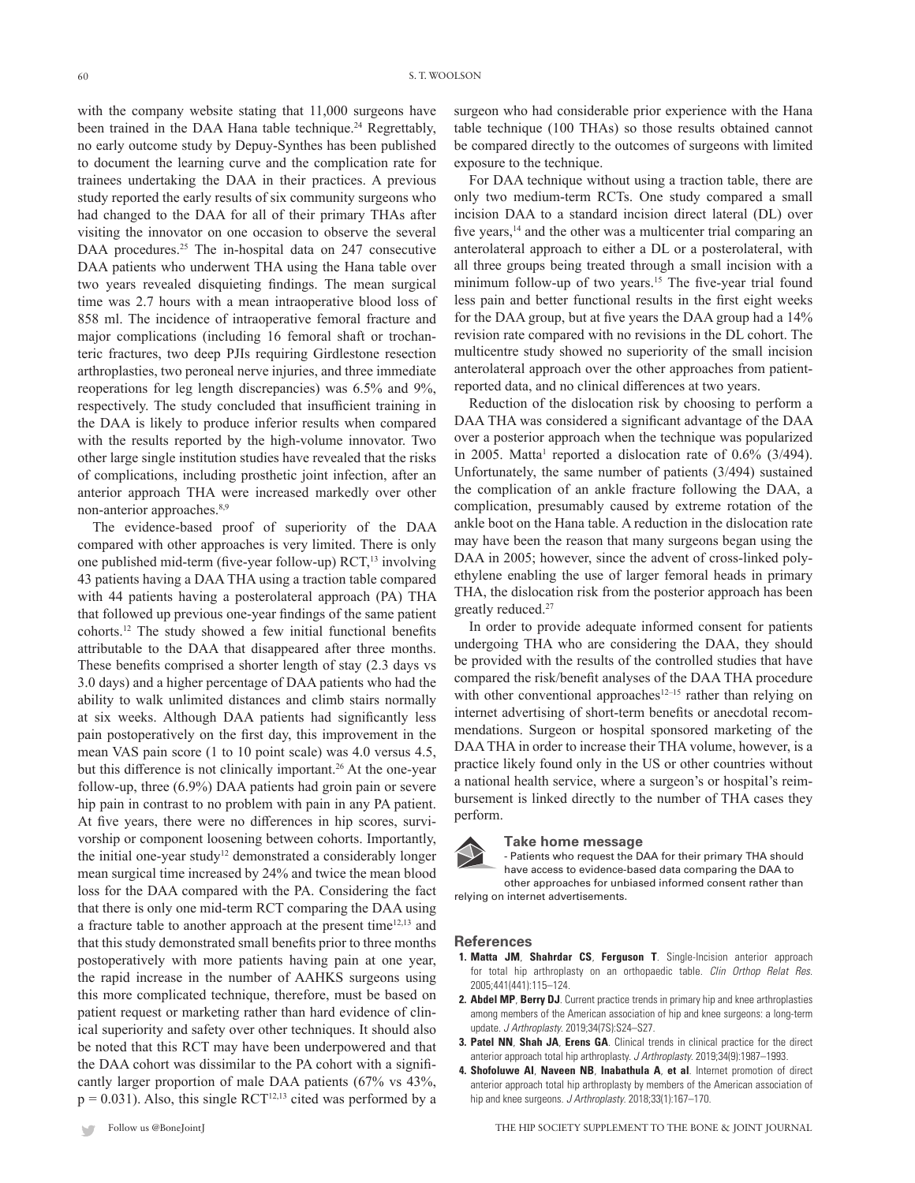with the company website stating that 11,000 surgeons have been trained in the DAA Hana table technique.[24] Regrettably, no early outcome study by Depuy-Synthes has been published to document the learning curve and the complication rate for trainees undertaking the DAA in their practices. A previous study reported the early results of six community surgeons who had changed to the DAA for all of their primary THAs after visiting the innovator on one occasion to observe the several DAA procedures.[25] The in-hospital data on 247 consecutive DAA patients who underwent THA using the Hana table over two years revealed disquieting findings. The mean surgical time was 2.7 hours with a mean intraoperative blood loss of 858 ml. The incidence of intraoperative femoral fracture and major complications (including 16 femoral shaft or trochanteric fractures, two deep PJIs requiring Girdlestone resection arthroplasties, two peroneal nerve injuries, and three immediate reoperations for leg length discrepancies) was 6.5% and 9%, respectively. The study concluded that insufficient training in the DAA is likely to produce inferior results when compared with the results reported by the high-volume innovator. Two other large single institution studies have revealed that the risks of complications, including prosthetic joint infection, after an anterior approach THA were increased markedly over other non-anterior approaches.[8,9]

The evidence-based proof of superiority of the DAA compared with other approaches is very limited. There is only one published mid-term (five-year follow-up) RCT,[13] involving 43 patients having a DAA THA using a traction table compared with 44 patients having a posterolateral approach (PA) THA that followed up previous one-year findings of the same patient cohorts.[12] The study showed a few initial functional benefits attributable to the DAA that disappeared after three months. These benefits comprised a shorter length of stay (2.3 days vs 3.0 days) and a higher percentage of DAA patients who had the ability to walk unlimited distances and climb stairs normally at six weeks. Although DAA patients had significantly less pain postoperatively on the first day, this improvement in the mean VAS pain score (1 to 10 point scale) was 4.0 versus 4.5, but this difference is not clinically important.[26] At the one-year follow-up, three (6.9%) DAA patients had groin pain or severe hip pain in contrast to no problem with pain in any PA patient. At five years, there were no differences in hip scores, survivorship or component loosening between cohorts. Importantly, the initial one-year study[12] demonstrated a considerably longer mean surgical time increased by 24% and twice the mean blood loss for the DAA compared with the PA. Considering the fact that there is only one mid-term RCT comparing the DAA using a fracture table to another approach at the present time[12,13] and that this study demonstrated small benefits prior to three months postoperatively with more patients having pain at one year, the rapid increase in the number of AAHKS surgeons using this more complicated technique, therefore, must be based on patient request or marketing rather than hard evidence of clinical superiority and safety over other techniques. It should also be noted that this RCT may have been underpowered and that the DAA cohort was dissimilar to the PA cohort with a significantly larger proportion of male DAA patients (67% vs 43%, $p = 0.031$). Also, this single RCT[12,13] cited was performed by a surgeon who had considerable prior experience with the Hana table technique (100 THAs) so those results obtained cannot be compared directly to the outcomes of surgeons with limited exposure to the technique.

For DAA technique without using a traction table, there are only two medium-term RCTs. One study compared a small incision DAA to a standard incision direct lateral (DL) over five years,[14] and the other was a multicenter trial comparing an anterolateral approach to either a DL or a posterolateral, with all three groups being treated through a small incision with a minimum follow-up of two years.[15] The five-year trial found less pain and better functional results in the first eight weeks for the DAA group, but at five years the DAA group had a 14% revision rate compared with no revisions in the DL cohort. The multicentre study showed no superiority of the small incision anterolateral approach over the other approaches from patient-reported data, and no clinical differences at two years.

Reduction of the dislocation risk by choosing to perform a DAA THA was considered a significant advantage of the DAA over a posterior approach when the technique was popularized in 2005. Matta[1] reported a dislocation rate of 0.6% (3/494). Unfortunately, the same number of patients (3/494) sustained the complication of an ankle fracture following the DAA, a complication, presumably caused by extreme rotation of the ankle boot on the Hana table. A reduction in the dislocation rate may have been the reason that many surgeons began using the DAA in 2005; however, since the advent of cross-linked polyethylene enabling the use of larger femoral heads in primary THA, the dislocation risk from the posterior approach has been greatly reduced.[27]

In order to provide adequate informed consent for patients undergoing THA who are considering the DAA, they should be provided with the results of the controlled studies that have compared the risk/benefit analyses of the DAA THA procedure with other conventional approaches[12–15] rather than relying on internet advertising of short-term benefits or anecdotal recommendations. Surgeon or hospital sponsored marketing of the DAA THA in order to increase their THA volume, however, is a practice likely found only in the US or other countries without a national health service, where a surgeon's or hospital's reimbursement is linked directly to the number of THA cases they perform.

**Take home message**

- Patients who request the DAA for their primary THA should have access to evidence-based data comparing the DAA to other approaches for unbiased informed consent rather than relying on internet advertisements.

## References

1. **Matta JM**, **Shahrdar CS**, **Ferguson T**. Single-Incision anterior approach for total hip arthroplasty on an orthopaedic table. *Clin Orthop Relat Res.* 2005;441(441):115–124.
2. **Abdel MP**, **Berry DJ**. Current practice trends in primary hip and knee arthroplasties among members of the American association of hip and knee surgeons: a long-term update. *J Arthroplasty.* 2019;34(7S):S24–S27.
3. **Patel NN**, **Shah JA**, **Erens GA**. Clinical trends in clinical practice for the direct anterior approach total hip arthroplasty. *J Arthroplasty.* 2019;34(9):1987–1993.
4. **Shofoluwe AI**, **Naveen NB**, **Inabathula A**, **et al**. Internet promotion of direct anterior approach total hip arthroplasty by members of the American association of hip and knee surgeons. *J Arthroplasty.* 2018;33(1):167–170.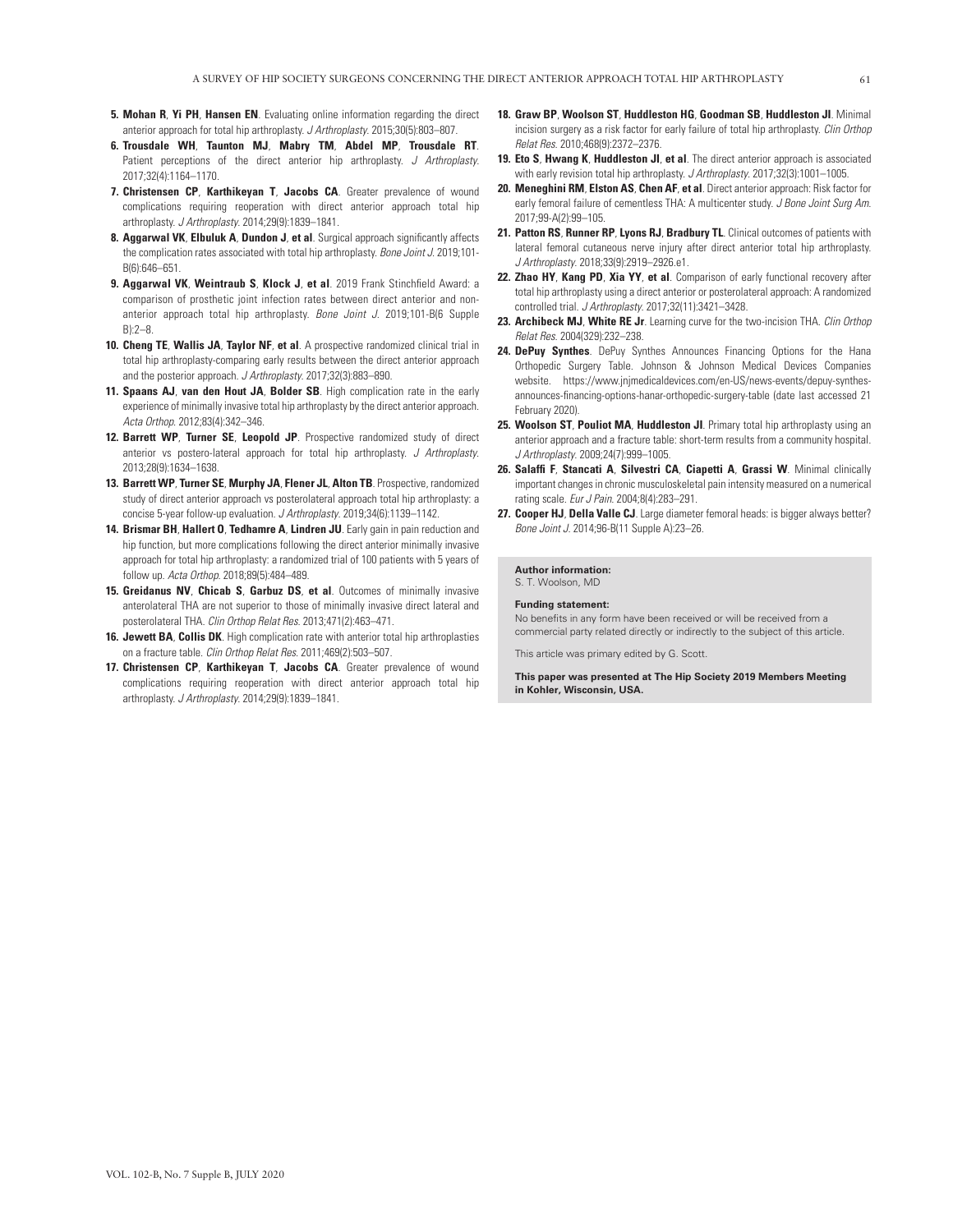5. **Mohan R**, **Yi PH**, **Hansen EN**. Evaluating online information regarding the direct anterior approach for total hip arthroplasty. *J Arthroplasty*. 2015;30(5):803–807.
6. **Trousdale WH**, **Taunton MJ**, **Mabry TM**, **Abdel MP**, **Trousdale RT**. Patient perceptions of the direct anterior hip arthroplasty. *J Arthroplasty*. 2017;32(4):1164–1170.
7. **Christensen CP**, **Karthikeyan T**, **Jacobs CA**. Greater prevalence of wound complications requiring reoperation with direct anterior approach total hip arthroplasty. *J Arthroplasty*. 2014;29(9):1839–1841.
8. **Aggarwal VK**, **Elbuluk A**, **Dundon J**, **et al**. Surgical approach significantly affects the complication rates associated with total hip arthroplasty. *Bone Joint J*. 2019;101-B(6):646–651.
9. **Aggarwal VK**, **Weintraub S**, **Klock J**, **et al**. 2019 Frank Stinchfield Award: a comparison of prosthetic joint infection rates between direct anterior and non-anterior approach total hip arthroplasty. *Bone Joint J*. 2019;101-B(6 Supple B):2–8.
10. **Cheng TE**, **Wallis JA**, **Taylor NF**, **et al**. A prospective randomized clinical trial in total hip arthroplasty-comparing early results between the direct anterior approach and the posterior approach. *J Arthroplasty*. 2017;32(3):883–890.
11. **Spaans AJ**, **van den Hout JA**, **Bolder SB**. High complication rate in the early experience of minimally invasive total hip arthroplasty by the direct anterior approach. *Acta Orthop*. 2012;83(4):342–346.
12. **Barrett WP**, **Turner SE**, **Leopold JP**. Prospective randomized study of direct anterior vs postero-lateral approach for total hip arthroplasty. *J Arthroplasty*. 2013;28(9):1634–1638.
13. **Barrett WP**, **Turner SE**, **Murphy JA**, **Flener JL**, **Alton TB**. Prospective, randomized study of direct anterior approach vs posterolateral approach total hip arthroplasty: a concise 5-year follow-up evaluation. *J Arthroplasty*. 2019;34(6):1139–1142.
14. **Brismar BH**, **Hallert O**, **Tedhamre A**, **Lindren JU**. Early gain in pain reduction and hip function, but more complications following the direct anterior minimally invasive approach for total hip arthroplasty: a randomized trial of 100 patients with 5 years of follow up. *Acta Orthop*. 2018;89(5):484–489.
15. **Greidanus NV**, **Chicab S**, **Garbuz DS**, **et al**. Outcomes of minimally invasive anterolateral THA are not superior to those of minimally invasive direct lateral and posterolateral THA. *Clin Orthop Relat Res*. 2013;471(2):463–471.
16. **Jewett BA**, **Collis DK**. High complication rate with anterior total hip arthroplasties on a fracture table. *Clin Orthop Relat Res*. 2011;469(2):503–507.
17. **Christensen CP**, **Karthikeyan T**, **Jacobs CA**. Greater prevalence of wound complications requiring reoperation with direct anterior approach total hip arthroplasty. *J Arthroplasty*. 2014;29(9):1839–1841.
18. **Graw BP**, **Woolson ST**, **Huddleston HG**, **Goodman SB**, **Huddleston JI**. Minimal incision surgery as a risk factor for early failure of total hip arthroplasty. *Clin Orthop Relat Res*. 2010;468(9):2372–2376.
19. **Eto S**, **Hwang K**, **Huddleston JI**, **et al**. The direct anterior approach is associated with early revision total hip arthroplasty. *J Arthroplasty*. 2017;32(3):1001–1005.
20. **Meneghini RM**, **Elston AS**, **Chen AF**, **et al**. Direct anterior approach: Risk factor for early femoral failure of cementless THA: A multicenter study. *J Bone Joint Surg Am*. 2017;99-A(2):99–105.
21. **Patton RS**, **Runner RP**, **Lyons RJ**, **Bradbury TL**. Clinical outcomes of patients with lateral femoral cutaneous nerve injury after direct anterior total hip arthroplasty. *J Arthroplasty*. 2018;33(9):2919–2926.e1.
22. **Zhao HY**, **Kang PD**, **Xia YY**, **et al**. Comparison of early functional recovery after total hip arthroplasty using a direct anterior or posterolateral approach: A randomized controlled trial. *J Arthroplasty*. 2017;32(11):3421–3428.
23. **Archibeck MJ**, **White RE Jr**. Learning curve for the two-incision THA. *Clin Orthop Relat Res*. 2004(329):232–238.
24. **DePuy Synthes**. DePuy Synthes Announces Financing Options for the Hana Orthopedic Surgery Table. Johnson & Johnson Medical Devices Companies website. https://www.jnjmedicaldevices.com/en-US/news-events/depuy-synthes-announces-financing-options-hanar-orthopedic-surgery-table (date last accessed 21 February 2020).
25. **Woolson ST**, **Pouliot MA**, **Huddleston JI**. Primary total hip arthroplasty using an anterior approach and a fracture table: short-term results from a community hospital. *J Arthroplasty*. 2009;24(7):999–1005.
26. **Salaffi F**, **Stancati A**, **Silvestri CA**, **Ciapetti A**, **Grassi W**. Minimal clinically important changes in chronic musculoskeletal pain intensity measured on a numerical rating scale. *Eur J Pain*. 2004;8(4):283–291.
27. **Cooper HJ**, **Della Valle CJ**. Large diameter femoral heads: is bigger always better? *Bone Joint J*. 2014;96-B(11 Supple A):23–26.

**Author information:**
S. T. Woolson, MD

**Funding statement:**
No benefits in any form have been received or will be received from a commercial party related directly or indirectly to the subject of this article.

This article was primary edited by G. Scott.

**This paper was presented at The Hip Society 2019 Members Meeting in Kohler, Wisconsin, USA.**